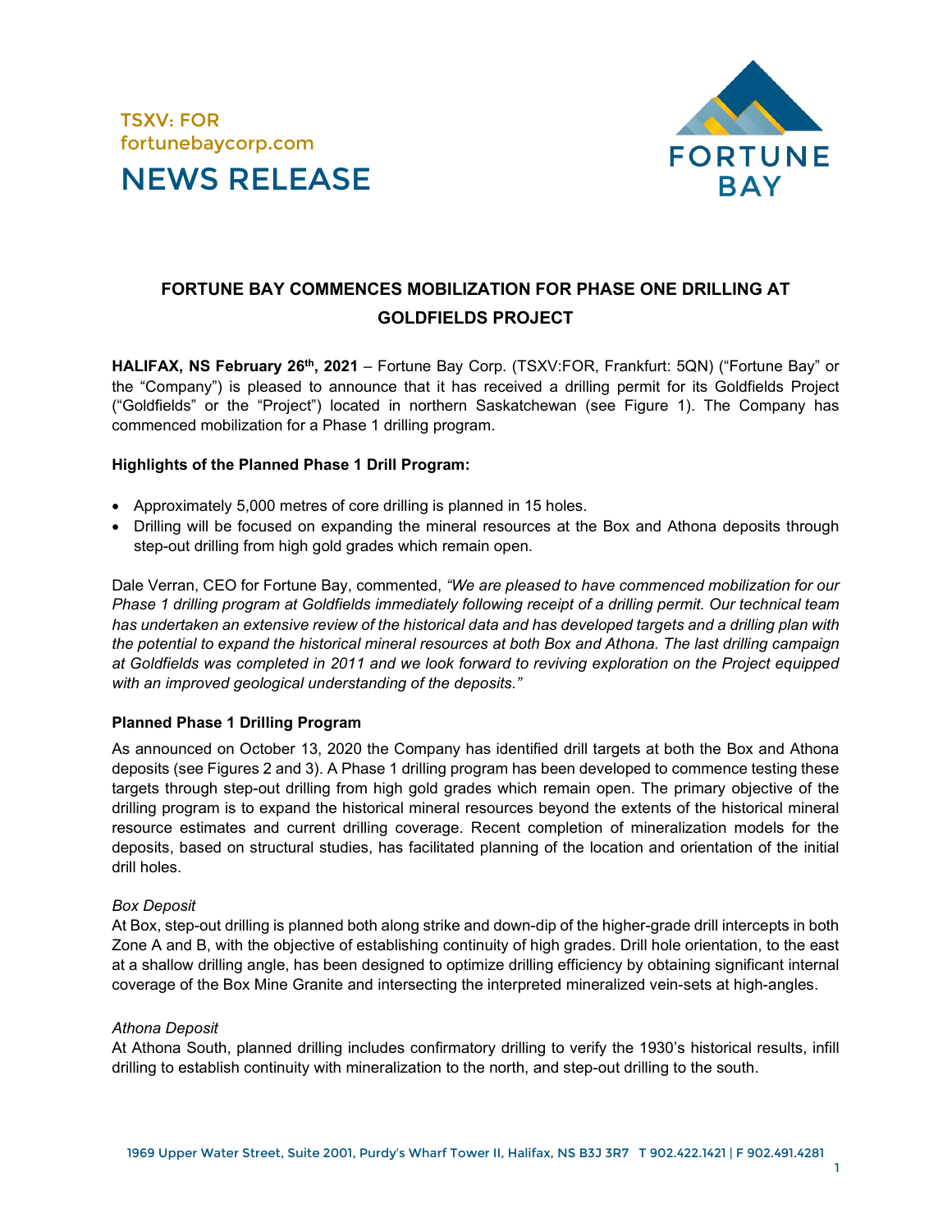TSXV: FOR
fortunebaycorp.com

# NEWS RELEASE

## FORTUNE BAY COMMENCES MOBILIZATION FOR PHASE ONE DRILLING AT GOLDFIELDS PROJECT

**HALIFAX, NS February 26th, 2021** – Fortune Bay Corp. (TSXV:FOR, Frankfurt: 5QN) ("Fortune Bay" or the "Company") is pleased to announce that it has received a drilling permit for its Goldfields Project ("Goldfields" or the "Project") located in northern Saskatchewan (see Figure 1). The Company has commenced mobilization for a Phase 1 drilling program.

**Highlights of the Planned Phase 1 Drill Program:**

- Approximately 5,000 metres of core drilling is planned in 15 holes.
- Drilling will be focused on expanding the mineral resources at the Box and Athona deposits through step-out drilling from high gold grades which remain open.

Dale Verran, CEO for Fortune Bay, commented, *"We are pleased to have commenced mobilization for our Phase 1 drilling program at Goldfields immediately following receipt of a drilling permit. Our technical team has undertaken an extensive review of the historical data and has developed targets and a drilling plan with the potential to expand the historical mineral resources at both Box and Athona. The last drilling campaign at Goldfields was completed in 2011 and we look forward to reviving exploration on the Project equipped with an improved geological understanding of the deposits."*

### Planned Phase 1 Drilling Program

As announced on October 13, 2020 the Company has identified drill targets at both the Box and Athona deposits (see Figures 2 and 3). A Phase 1 drilling program has been developed to commence testing these targets through step-out drilling from high gold grades which remain open. The primary objective of the drilling program is to expand the historical mineral resources beyond the extents of the historical mineral resource estimates and current drilling coverage. Recent completion of mineralization models for the deposits, based on structural studies, has facilitated planning of the location and orientation of the initial drill holes.

*Box Deposit*

At Box, step-out drilling is planned both along strike and down-dip of the higher-grade drill intercepts in both Zone A and B, with the objective of establishing continuity of high grades. Drill hole orientation, to the east at a shallow drilling angle, has been designed to optimize drilling efficiency by obtaining significant internal coverage of the Box Mine Granite and intersecting the interpreted mineralized vein-sets at high-angles.

*Athona Deposit*

At Athona South, planned drilling includes confirmatory drilling to verify the 1930's historical results, infill drilling to establish continuity with mineralization to the north, and step-out drilling to the south.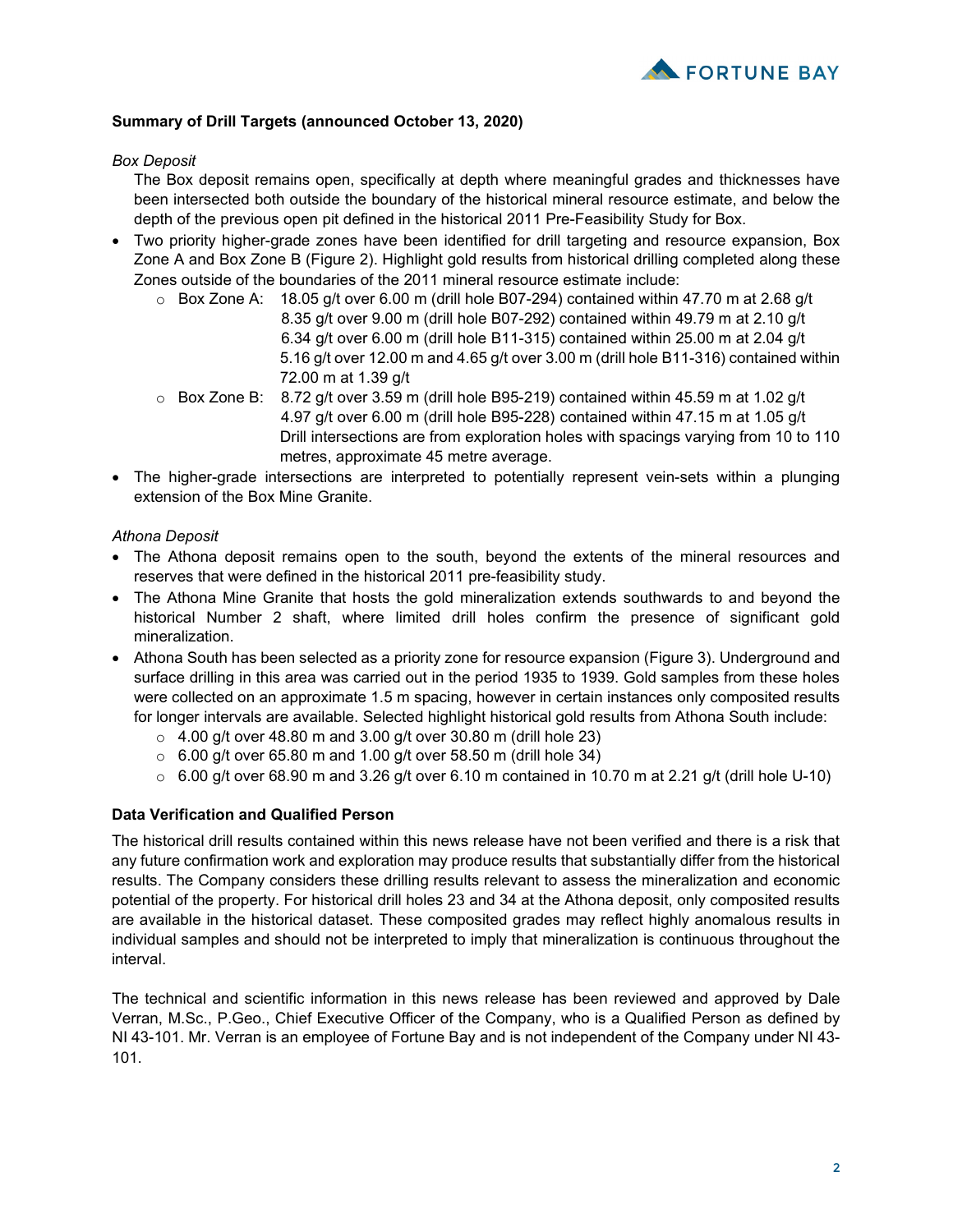**Summary of Drill Targets (announced October 13, 2020)**

*Box Deposit*

The Box deposit remains open, specifically at depth where meaningful grades and thicknesses have been intersected both outside the boundary of the historical mineral resource estimate, and below the depth of the previous open pit defined in the historical 2011 Pre-Feasibility Study for Box.

- Two priority higher-grade zones have been identified for drill targeting and resource expansion, Box Zone A and Box Zone B (Figure 2). Highlight gold results from historical drilling completed along these Zones outside of the boundaries of the 2011 mineral resource estimate include:
  - Box Zone A: 18.05 g/t over 6.00 m (drill hole B07-294) contained within 47.70 m at 2.68 g/t
    8.35 g/t over 9.00 m (drill hole B07-292) contained within 49.79 m at 2.10 g/t
    6.34 g/t over 6.00 m (drill hole B11-315) contained within 25.00 m at 2.04 g/t
    5.16 g/t over 12.00 m and 4.65 g/t over 3.00 m (drill hole B11-316) contained within 72.00 m at 1.39 g/t
  - Box Zone B: 8.72 g/t over 3.59 m (drill hole B95-219) contained within 45.59 m at 1.02 g/t
    4.97 g/t over 6.00 m (drill hole B95-228) contained within 47.15 m at 1.05 g/t
    Drill intersections are from exploration holes with spacings varying from 10 to 110 metres, approximate 45 metre average.
- The higher-grade intersections are interpreted to potentially represent vein-sets within a plunging extension of the Box Mine Granite.

*Athona Deposit*

- The Athona deposit remains open to the south, beyond the extents of the mineral resources and reserves that were defined in the historical 2011 pre-feasibility study.
- The Athona Mine Granite that hosts the gold mineralization extends southwards to and beyond the historical Number 2 shaft, where limited drill holes confirm the presence of significant gold mineralization.
- Athona South has been selected as a priority zone for resource expansion (Figure 3). Underground and surface drilling in this area was carried out in the period 1935 to 1939. Gold samples from these holes were collected on an approximate 1.5 m spacing, however in certain instances only composited results for longer intervals are available. Selected highlight historical gold results from Athona South include:
  - 4.00 g/t over 48.80 m and 3.00 g/t over 30.80 m (drill hole 23)
  - 6.00 g/t over 65.80 m and 1.00 g/t over 58.50 m (drill hole 34)
  - 6.00 g/t over 68.90 m and 3.26 g/t over 6.10 m contained in 10.70 m at 2.21 g/t (drill hole U-10)

**Data Verification and Qualified Person**

The historical drill results contained within this news release have not been verified and there is a risk that any future confirmation work and exploration may produce results that substantially differ from the historical results. The Company considers these drilling results relevant to assess the mineralization and economic potential of the property. For historical drill holes 23 and 34 at the Athona deposit, only composited results are available in the historical dataset. These composited grades may reflect highly anomalous results in individual samples and should not be interpreted to imply that mineralization is continuous throughout the interval.

The technical and scientific information in this news release has been reviewed and approved by Dale Verran, M.Sc., P.Geo., Chief Executive Officer of the Company, who is a Qualified Person as defined by NI 43-101. Mr. Verran is an employee of Fortune Bay and is not independent of the Company under NI 43-101.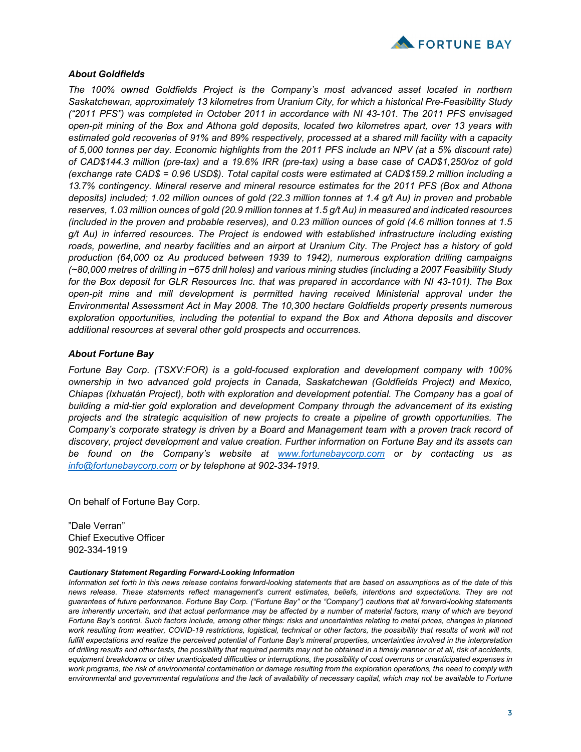### *About Goldfields*

*The 100% owned Goldfields Project is the Company's most advanced asset located in northern Saskatchewan, approximately 13 kilometres from Uranium City, for which a historical Pre-Feasibility Study ("2011 PFS") was completed in October 2011 in accordance with NI 43-101. The 2011 PFS envisaged open-pit mining of the Box and Athona gold deposits, located two kilometres apart, over 13 years with estimated gold recoveries of 91% and 89% respectively, processed at a shared mill facility with a capacity of 5,000 tonnes per day. Economic highlights from the 2011 PFS include an NPV (at a 5% discount rate) of CAD$144.3 million (pre-tax) and a 19.6% IRR (pre-tax) using a base case of CAD$1,250/oz of gold (exchange rate CAD$ = 0.96 USD$). Total capital costs were estimated at CAD$159.2 million including a 13.7% contingency. Mineral reserve and mineral resource estimates for the 2011 PFS (Box and Athona deposits) included; 1.02 million ounces of gold (22.3 million tonnes at 1.4 g/t Au) in proven and probable reserves, 1.03 million ounces of gold (20.9 million tonnes at 1.5 g/t Au) in measured and indicated resources (included in the proven and probable reserves), and 0.23 million ounces of gold (4.6 million tonnes at 1.5 g/t Au) in inferred resources. The Project is endowed with established infrastructure including existing roads, powerline, and nearby facilities and an airport at Uranium City. The Project has a history of gold production (64,000 oz Au produced between 1939 to 1942), numerous exploration drilling campaigns (~80,000 metres of drilling in ~675 drill holes) and various mining studies (including a 2007 Feasibility Study for the Box deposit for GLR Resources Inc. that was prepared in accordance with NI 43-101). The Box open-pit mine and mill development is permitted having received Ministerial approval under the Environmental Assessment Act in May 2008. The 10,300 hectare Goldfields property presents numerous exploration opportunities, including the potential to expand the Box and Athona deposits and discover additional resources at several other gold prospects and occurrences.*

### *About Fortune Bay*

*Fortune Bay Corp. (TSXV:FOR) is a gold-focused exploration and development company with 100% ownership in two advanced gold projects in Canada, Saskatchewan (Goldfields Project) and Mexico, Chiapas (Ixhuatán Project), both with exploration and development potential. The Company has a goal of building a mid-tier gold exploration and development Company through the advancement of its existing projects and the strategic acquisition of new projects to create a pipeline of growth opportunities. The Company's corporate strategy is driven by a Board and Management team with a proven track record of discovery, project development and value creation. Further information on Fortune Bay and its assets can be found on the Company's website at [www.fortunebaycorp.com](http://www.fortunebaycorp.com) or by contacting us as [info@fortunebaycorp.com](mailto:info@fortunebaycorp.com) or by telephone at 902-334-1919.*

On behalf of Fortune Bay Corp.

"Dale Verran"
Chief Executive Officer
902-334-1919

#### *Cautionary Statement Regarding Forward-Looking Information*

*Information set forth in this news release contains forward-looking statements that are based on assumptions as of the date of this news release. These statements reflect management's current estimates, beliefs, intentions and expectations. They are not guarantees of future performance. Fortune Bay Corp. ("Fortune Bay" or the "Company") cautions that all forward-looking statements are inherently uncertain, and that actual performance may be affected by a number of material factors, many of which are beyond Fortune Bay's control. Such factors include, among other things: risks and uncertainties relating to metal prices, changes in planned work resulting from weather, COVID-19 restrictions, logistical, technical or other factors, the possibility that results of work will not fulfill expectations and realize the perceived potential of Fortune Bay's mineral properties, uncertainties involved in the interpretation of drilling results and other tests, the possibility that required permits may not be obtained in a timely manner or at all, risk of accidents, equipment breakdowns or other unanticipated difficulties or interruptions, the possibility of cost overruns or unanticipated expenses in work programs, the risk of environmental contamination or damage resulting from the exploration operations, the need to comply with environmental and governmental regulations and the lack of availability of necessary capital, which may not be available to Fortune*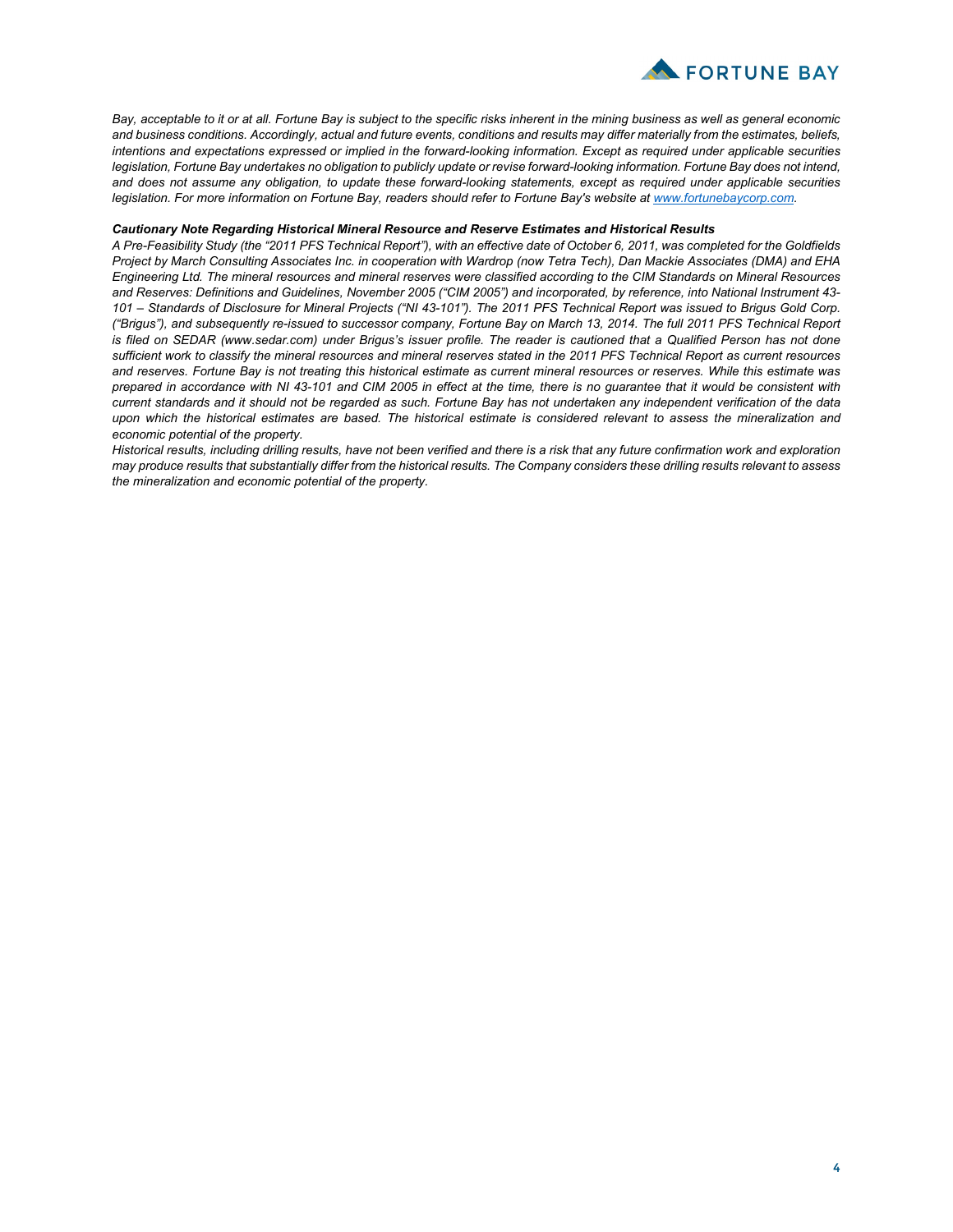*Bay, acceptable to it or at all. Fortune Bay is subject to the specific risks inherent in the mining business as well as general economic and business conditions. Accordingly, actual and future events, conditions and results may differ materially from the estimates, beliefs, intentions and expectations expressed or implied in the forward-looking information. Except as required under applicable securities legislation, Fortune Bay undertakes no obligation to publicly update or revise forward-looking information. Fortune Bay does not intend, and does not assume any obligation, to update these forward-looking statements, except as required under applicable securities legislation. For more information on Fortune Bay, readers should refer to Fortune Bay's website at [www.fortunebaycorp.com](http://www.fortunebaycorp.com).*

***Cautionary Note Regarding Historical Mineral Resource and Reserve Estimates and Historical Results***

*A Pre-Feasibility Study (the "2011 PFS Technical Report"), with an effective date of October 6, 2011, was completed for the Goldfields Project by March Consulting Associates Inc. in cooperation with Wardrop (now Tetra Tech), Dan Mackie Associates (DMA) and EHA Engineering Ltd. The mineral resources and mineral reserves were classified according to the CIM Standards on Mineral Resources and Reserves: Definitions and Guidelines, November 2005 ("CIM 2005") and incorporated, by reference, into National Instrument 43-101 – Standards of Disclosure for Mineral Projects ("NI 43-101"). The 2011 PFS Technical Report was issued to Brigus Gold Corp. ("Brigus"), and subsequently re-issued to successor company, Fortune Bay on March 13, 2014. The full 2011 PFS Technical Report is filed on SEDAR (www.sedar.com) under Brigus's issuer profile. The reader is cautioned that a Qualified Person has not done sufficient work to classify the mineral resources and mineral reserves stated in the 2011 PFS Technical Report as current resources and reserves. Fortune Bay is not treating this historical estimate as current mineral resources or reserves. While this estimate was prepared in accordance with NI 43-101 and CIM 2005 in effect at the time, there is no guarantee that it would be consistent with current standards and it should not be regarded as such. Fortune Bay has not undertaken any independent verification of the data upon which the historical estimates are based. The historical estimate is considered relevant to assess the mineralization and economic potential of the property.*

*Historical results, including drilling results, have not been verified and there is a risk that any future confirmation work and exploration may produce results that substantially differ from the historical results. The Company considers these drilling results relevant to assess the mineralization and economic potential of the property.*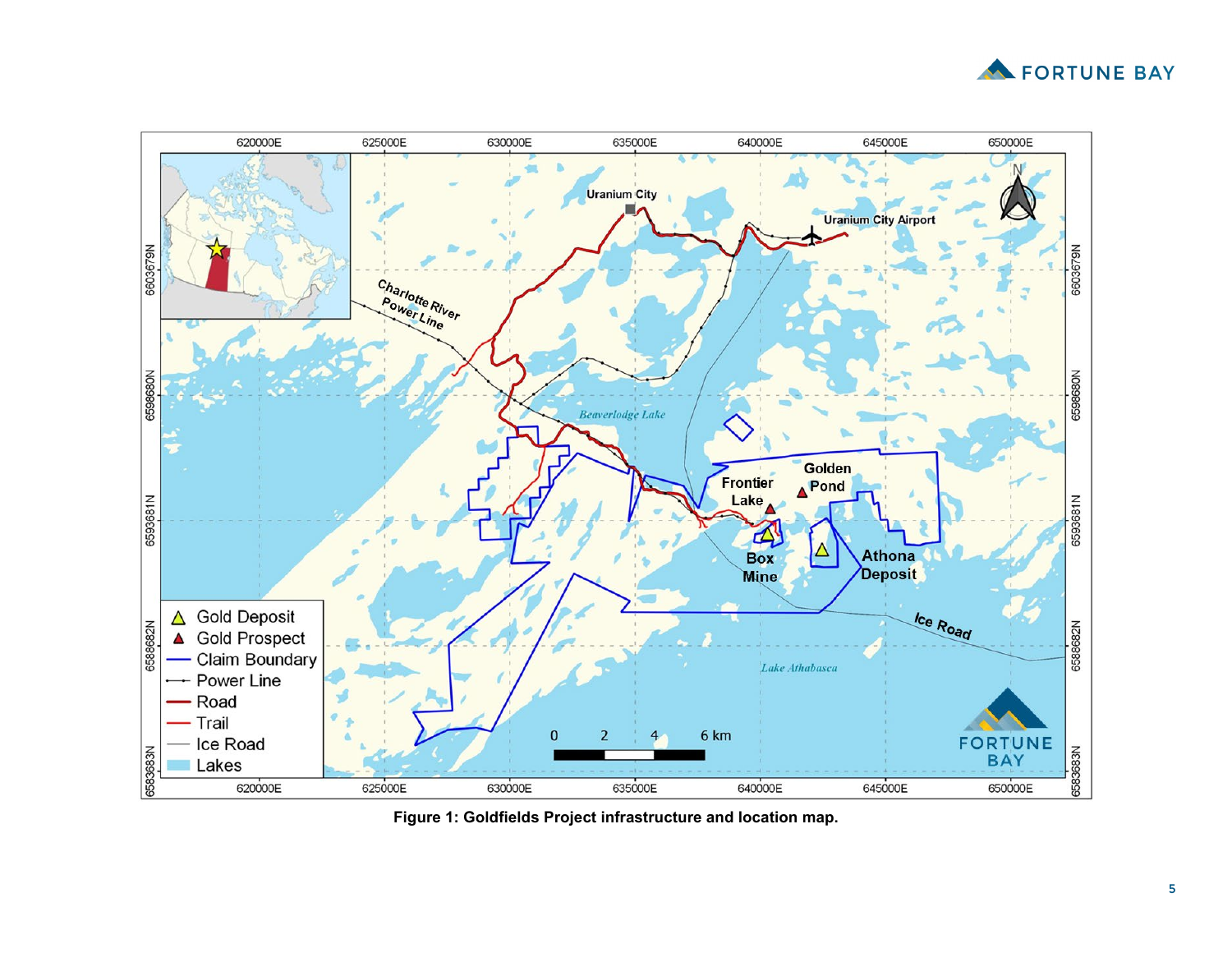Figure 1: Goldfields Project infrastructure and location map.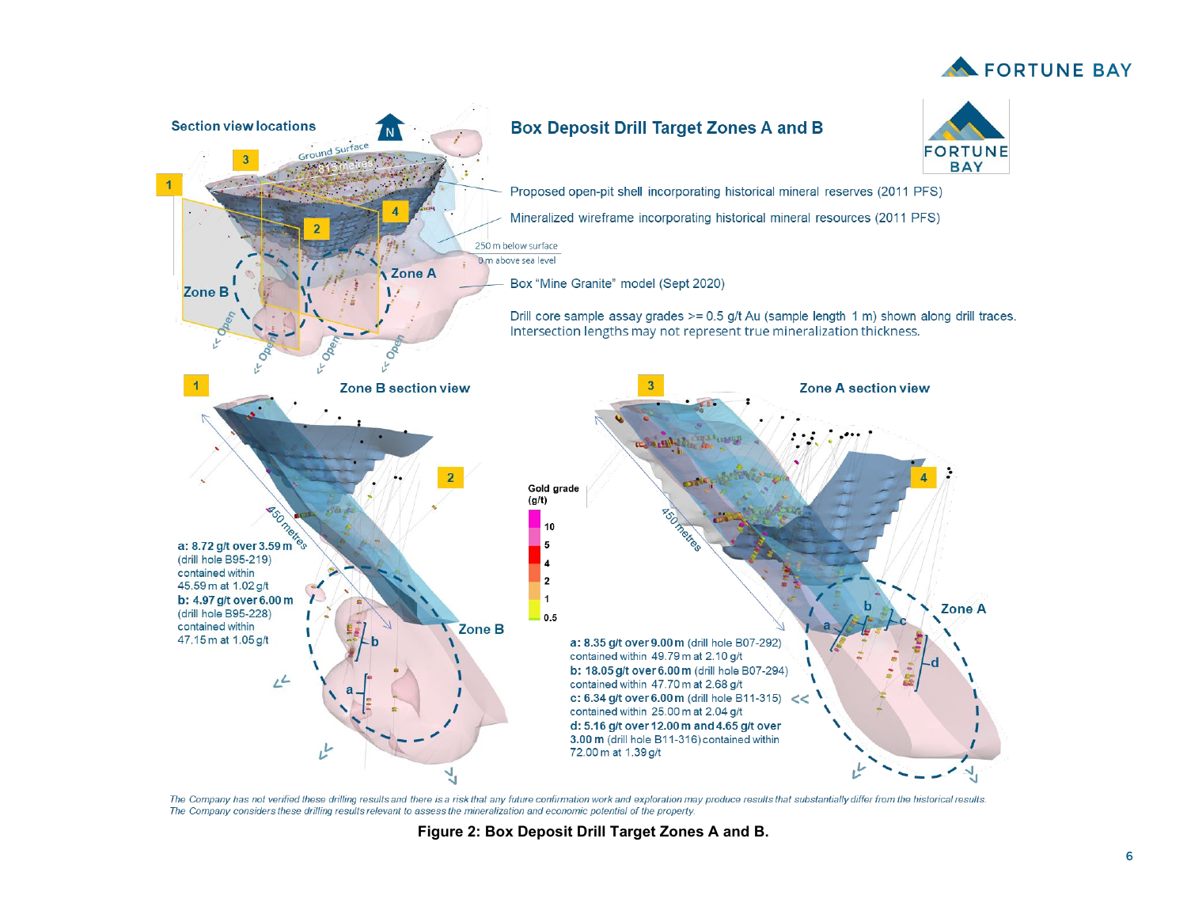# Box Deposit Drill Target Zones A and B

Section view locations

Ground Surface

813 metres

Proposed open-pit shell incorporating historical mineral reserves (2011 PFS)

Mineralized wireframe incorporating historical mineral resources (2011 PFS)

250 m below surface
0 m above sea level

Box "Mine Granite" model (Sept 2020)

Drill core sample assay grades >= 0.5 g/t Au (sample length 1 m) shown along drill traces. Intersection lengths may not represent true mineralization thickness.

## Zone B section view

**a: 8.72 g/t over 3.59 m** (drill hole B95-219) contained within 45.59 m at 1.02 g/t

**b: 4.97 g/t over 6.00 m** (drill hole B95-228) contained within 47.15 m at 1.05 g/t

## Zone A section view

Gold grade (g/t): 10, 5, 4, 2, 1, 0.5

**a: 8.35 g/t over 9.00 m** (drill hole B07-292) contained within 49.79 m at 2.10 g/t

**b: 18.05 g/t over 6.00 m** (drill hole B07-294) contained within 47.70 m at 2.68 g/t

**c: 6.34 g/t over 6.00 m** (drill hole B11-315) contained within 25.00 m at 2.04 g/t

**d: 5.16 g/t over 12.00 m and 4.65 g/t over 3.00 m** (drill hole B11-316) contained within 72.00 m at 1.39 g/t

*The Company has not verified these drilling results and there is a risk that any future confirmation work and exploration may produce results that substantially differ from the historical results. The Company considers these drilling results relevant to assess the mineralization and economic potential of the property.*

**Figure 2: Box Deposit Drill Target Zones A and B.**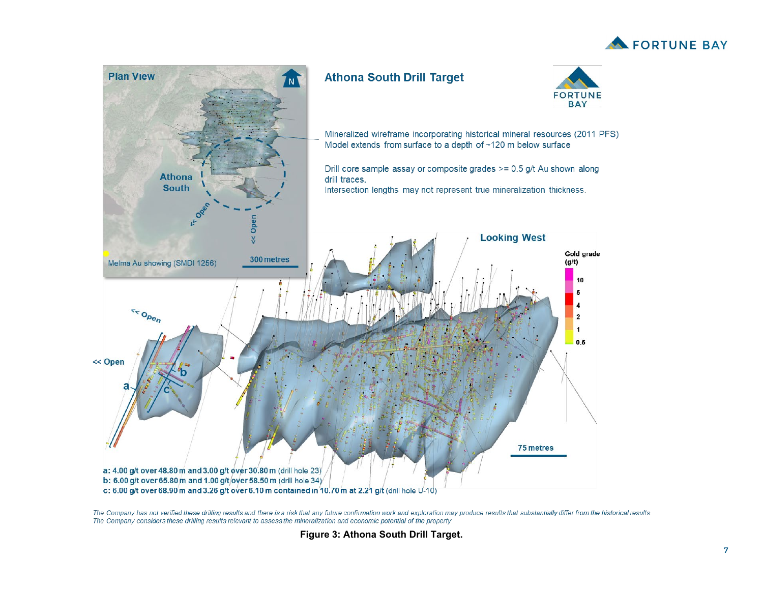## Athona South Drill Target

Plan View

N

Athona South

<< Open

<< Open

Melma Au showing (SMDI 1256)

300 metres

Mineralized wireframe incorporating historical mineral resources (2011 PFS)
Model extends from surface to a depth of ~120 m below surface

Drill core sample assay or composite grades >= 0.5 g/t Au shown along drill traces.
Intersection lengths may not represent true mineralization thickness.

Looking West

Gold grade (g/t)

10

5

4

2

1

0.5

<< Open

<< Open

a

b

c

75 metres

a: 4.00 g/t over 48.80 m and 3.00 g/t over 30.80 m (drill hole 23)
b: 6.00 g/t over 65.80 m and 1.00 g/t over 58.50 m (drill hole 34)
c: 6.00 g/t over 68.90 m and 3.26 g/t over 6.10 m contained in 10.70 m at 2.21 g/t (drill hole U-10)

*The Company has not verified these drilling results and there is a risk that any future confirmation work and exploration may produce results that substantially differ from the historical results.*
*The Company considers these drilling results relevant to assess the mineralization and economic potential of the property.*

**Figure 3: Athona South Drill Target.**